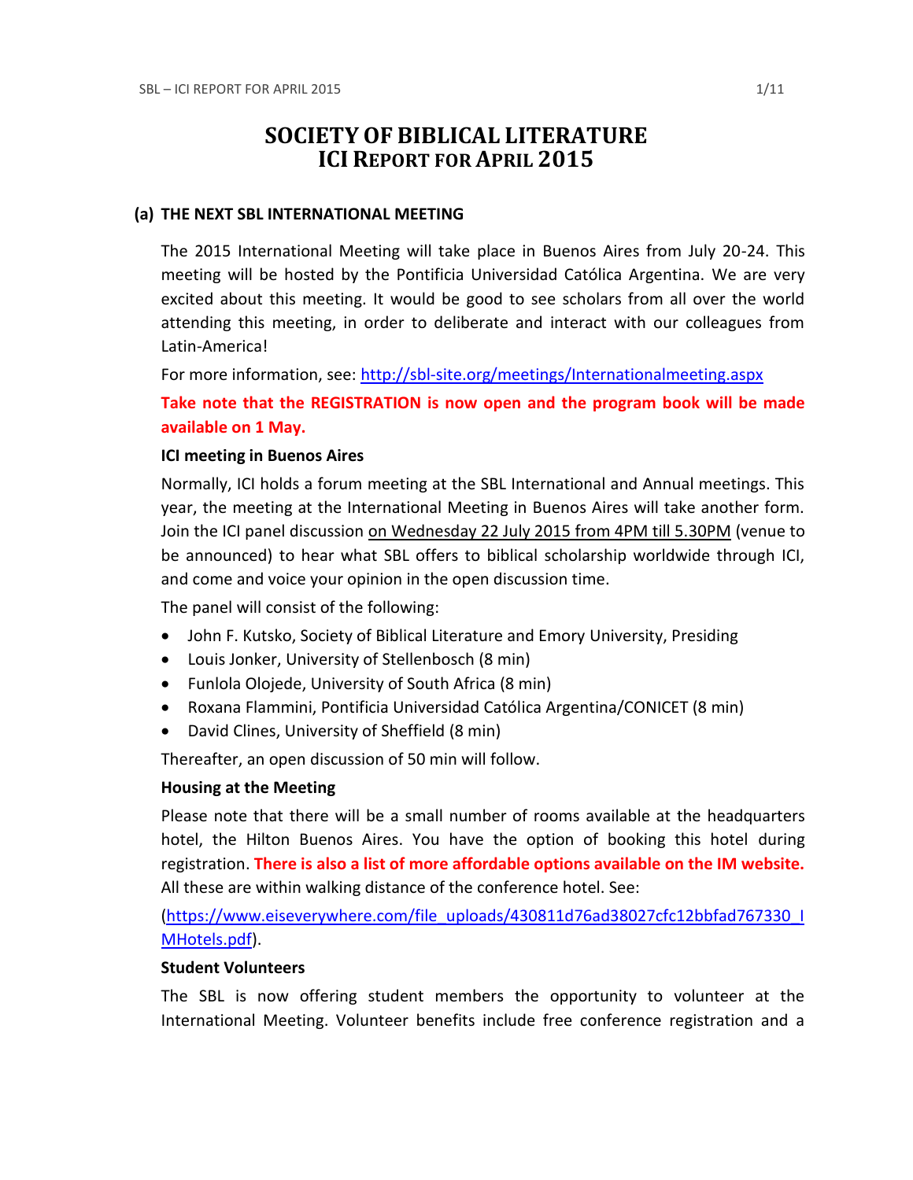# SOCIETY OF BIBLICAL LITERATURE
# ICI REPORT FOR APRIL 2015

## (a) THE NEXT SBL INTERNATIONAL MEETING

The 2015 International Meeting will take place in Buenos Aires from July 20-24. This meeting will be hosted by the Pontificia Universidad Católica Argentina. We are very excited about this meeting. It would be good to see scholars from all over the world attending this meeting, in order to deliberate and interact with our colleagues from Latin-America!

For more information, see: http://sbl-site.org/meetings/Internationalmeeting.aspx

**Take note that the REGISTRATION is now open and the program book will be made available on 1 May.**

**ICI meeting in Buenos Aires**

Normally, ICI holds a forum meeting at the SBL International and Annual meetings. This year, the meeting at the International Meeting in Buenos Aires will take another form. Join the ICI panel discussion on Wednesday 22 July 2015 from 4PM till 5.30PM (venue to be announced) to hear what SBL offers to biblical scholarship worldwide through ICI, and come and voice your opinion in the open discussion time.

The panel will consist of the following:

- John F. Kutsko, Society of Biblical Literature and Emory University, Presiding
- Louis Jonker, University of Stellenbosch (8 min)
- Funlola Olojede, University of South Africa (8 min)
- Roxana Flammini, Pontificia Universidad Católica Argentina/CONICET (8 min)
- David Clines, University of Sheffield (8 min)

Thereafter, an open discussion of 50 min will follow.

**Housing at the Meeting**

Please note that there will be a small number of rooms available at the headquarters hotel, the Hilton Buenos Aires. You have the option of booking this hotel during registration. **There is also a list of more affordable options available on the IM website.** All these are within walking distance of the conference hotel. See:

(https://www.eiseverywhere.com/file_uploads/430811d76ad38027cfc12bbfad767330_IMHotels.pdf).

**Student Volunteers**

The SBL is now offering student members the opportunity to volunteer at the International Meeting. Volunteer benefits include free conference registration and a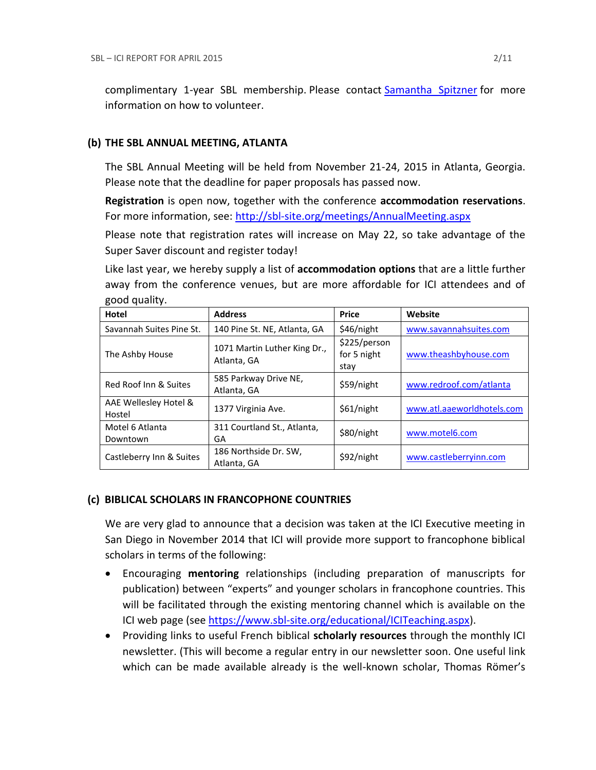complimentary 1-year SBL membership. Please contact [Samantha Spitzner] for more information on how to volunteer.

### (b) THE SBL ANNUAL MEETING, ATLANTA

The SBL Annual Meeting will be held from November 21-24, 2015 in Atlanta, Georgia. Please note that the deadline for paper proposals has passed now.

**Registration** is open now, together with the conference **accommodation reservations**. For more information, see: http://sbl-site.org/meetings/AnnualMeeting.aspx

Please note that registration rates will increase on May 22, so take advantage of the Super Saver discount and register today!

Like last year, we hereby supply a list of **accommodation options** that are a little further away from the conference venues, but are more affordable for ICI attendees and of good quality.

| Hotel | Address | Price | Website |
|---|---|---|---|
| Savannah Suites Pine St. | 140 Pine St. NE, Atlanta, GA | $46/night | www.savannahsuites.com |
| The Ashby House | 1071 Martin Luther King Dr., Atlanta, GA | $225/person for 5 night stay | www.theashbyhouse.com |
| Red Roof Inn & Suites | 585 Parkway Drive NE, Atlanta, GA | $59/night | www.redroof.com/atlanta |
| AAE Wellesley Hotel & Hostel | 1377 Virginia Ave. | $61/night | www.atl.aaeworldhotels.com |
| Motel 6 Atlanta Downtown | 311 Courtland St., Atlanta, GA | $80/night | www.motel6.com |
| Castleberry Inn & Suites | 186 Northside Dr. SW, Atlanta, GA | $92/night | www.castleberryinn.com |

### (c) BIBLICAL SCHOLARS IN FRANCOPHONE COUNTRIES

We are very glad to announce that a decision was taken at the ICI Executive meeting in San Diego in November 2014 that ICI will provide more support to francophone biblical scholars in terms of the following:

- Encouraging **mentoring** relationships (including preparation of manuscripts for publication) between "experts" and younger scholars in francophone countries. This will be facilitated through the existing mentoring channel which is available on the ICI web page (see https://www.sbl-site.org/educational/ICITeaching.aspx).
- Providing links to useful French biblical **scholarly resources** through the monthly ICI newsletter. (This will become a regular entry in our newsletter soon. One useful link which can be made available already is the well-known scholar, Thomas Römer's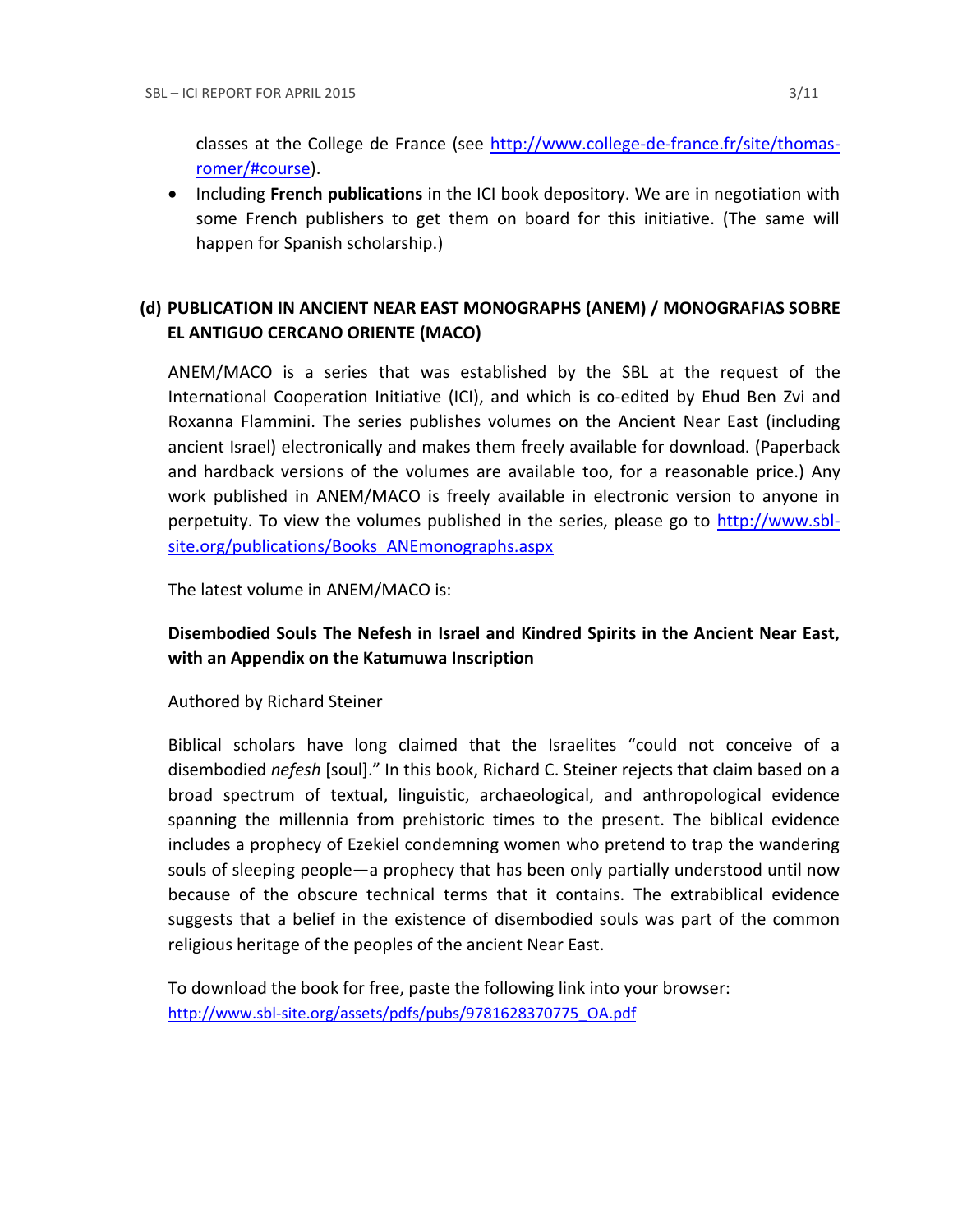classes at the College de France (see [http://www.college-de-france.fr/site/thomas-romer/#course](http://www.college-de-france.fr/site/thomas-romer/#course)).

- Including **French publications** in the ICI book depository. We are in negotiation with some French publishers to get them on board for this initiative. (The same will happen for Spanish scholarship.)

### (d) PUBLICATION IN ANCIENT NEAR EAST MONOGRAPHS (ANEM) / MONOGRAFIAS SOBRE EL ANTIGUO CERCANO ORIENTE (MACO)

ANEM/MACO is a series that was established by the SBL at the request of the International Cooperation Initiative (ICI), and which is co-edited by Ehud Ben Zvi and Roxanna Flammini. The series publishes volumes on the Ancient Near East (including ancient Israel) electronically and makes them freely available for download. (Paperback and hardback versions of the volumes are available too, for a reasonable price.) Any work published in ANEM/MACO is freely available in electronic version to anyone in perpetuity. To view the volumes published in the series, please go to [http://www.sbl-site.org/publications/Books_ANEmonographs.aspx](http://www.sbl-site.org/publications/Books_ANEmonographs.aspx)

The latest volume in ANEM/MACO is:

**Disembodied Souls The Nefesh in Israel and Kindred Spirits in the Ancient Near East, with an Appendix on the Katumuwa Inscription**

Authored by Richard Steiner

Biblical scholars have long claimed that the Israelites "could not conceive of a disembodied *nefesh* [soul]." In this book, Richard C. Steiner rejects that claim based on a broad spectrum of textual, linguistic, archaeological, and anthropological evidence spanning the millennia from prehistoric times to the present. The biblical evidence includes a prophecy of Ezekiel condemning women who pretend to trap the wandering souls of sleeping people—a prophecy that has been only partially understood until now because of the obscure technical terms that it contains. The extrabiblical evidence suggests that a belief in the existence of disembodied souls was part of the common religious heritage of the peoples of the ancient Near East.

To download the book for free, paste the following link into your browser:
[http://www.sbl-site.org/assets/pdfs/pubs/9781628370775_OA.pdf](http://www.sbl-site.org/assets/pdfs/pubs/9781628370775_OA.pdf)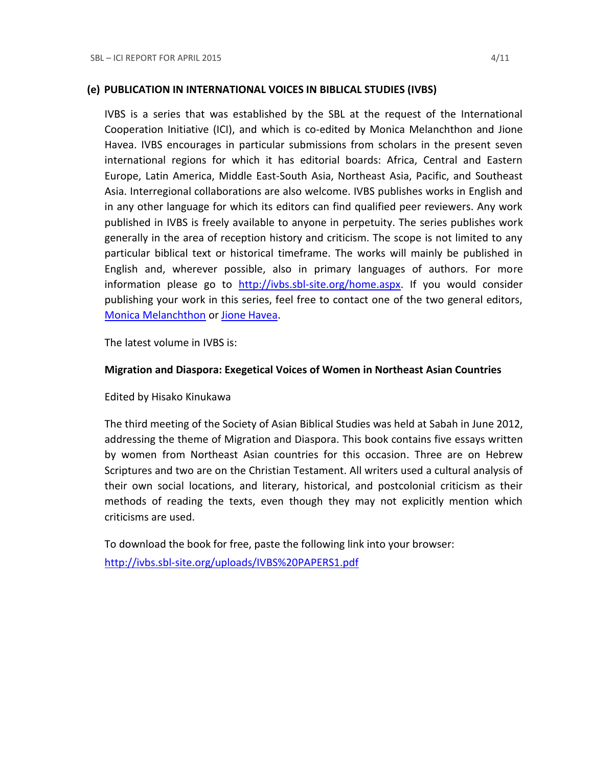### (e) PUBLICATION IN INTERNATIONAL VOICES IN BIBLICAL STUDIES (IVBS)

IVBS is a series that was established by the SBL at the request of the International Cooperation Initiative (ICI), and which is co-edited by Monica Melanchthon and Jione Havea. IVBS encourages in particular submissions from scholars in the present seven international regions for which it has editorial boards: Africa, Central and Eastern Europe, Latin America, Middle East-South Asia, Northeast Asia, Pacific, and Southeast Asia. Interregional collaborations are also welcome. IVBS publishes works in English and in any other language for which its editors can find qualified peer reviewers. Any work published in IVBS is freely available to anyone in perpetuity. The series publishes work generally in the area of reception history and criticism. The scope is not limited to any particular biblical text or historical timeframe. The works will mainly be published in English and, wherever possible, also in primary languages of authors. For more information please go to [http://ivbs.sbl-site.org/home.aspx](http://ivbs.sbl-site.org/home.aspx). If you would consider publishing your work in this series, feel free to contact one of the two general editors, Monica Melanchthon or Jione Havea.

The latest volume in IVBS is:

**Migration and Diaspora: Exegetical Voices of Women in Northeast Asian Countries**

Edited by Hisako Kinukawa

The third meeting of the Society of Asian Biblical Studies was held at Sabah in June 2012, addressing the theme of Migration and Diaspora. This book contains five essays written by women from Northeast Asian countries for this occasion. Three are on Hebrew Scriptures and two are on the Christian Testament. All writers used a cultural analysis of their own social locations, and literary, historical, and postcolonial criticism as their methods of reading the texts, even though they may not explicitly mention which criticisms are used.

To download the book for free, paste the following link into your browser:
[http://ivbs.sbl-site.org/uploads/IVBS%20PAPERS1.pdf](http://ivbs.sbl-site.org/uploads/IVBS%20PAPERS1.pdf)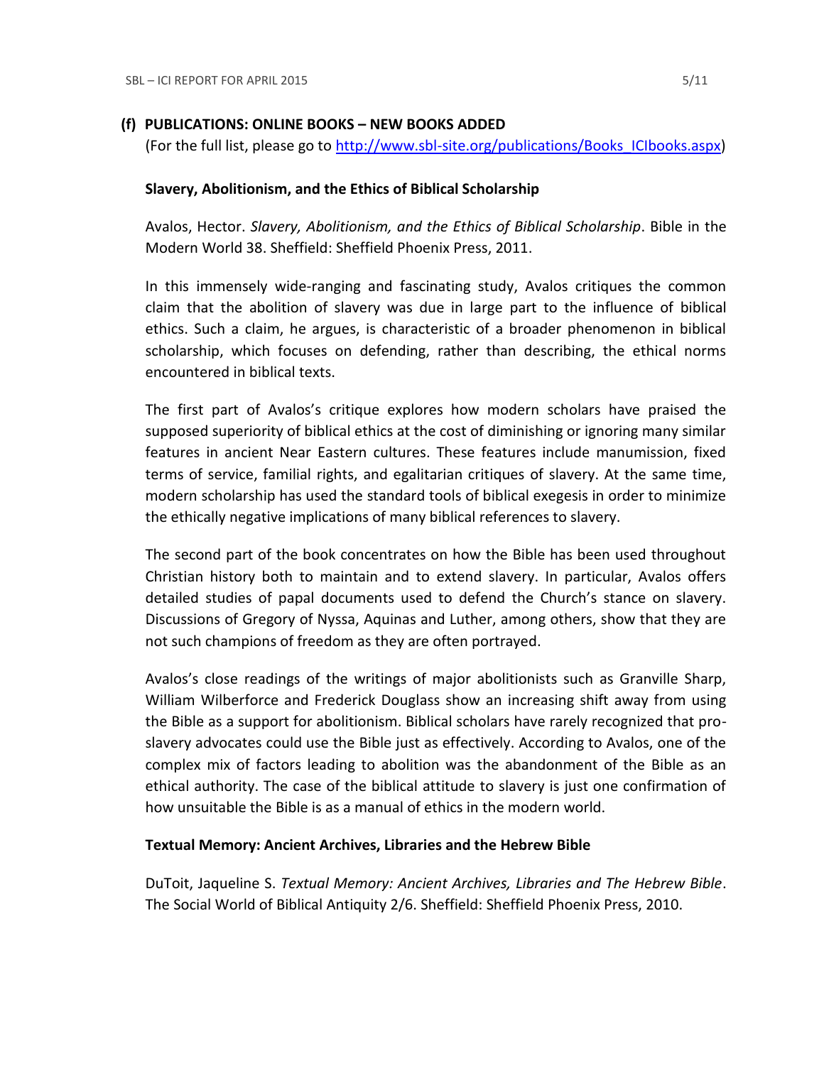### (f) PUBLICATIONS: ONLINE BOOKS – NEW BOOKS ADDED

(For the full list, please go to http://www.sbl-site.org/publications/Books_ICIbooks.aspx)

**Slavery, Abolitionism, and the Ethics of Biblical Scholarship**

Avalos, Hector. *Slavery, Abolitionism, and the Ethics of Biblical Scholarship*. Bible in the Modern World 38. Sheffield: Sheffield Phoenix Press, 2011.

In this immensely wide-ranging and fascinating study, Avalos critiques the common claim that the abolition of slavery was due in large part to the influence of biblical ethics. Such a claim, he argues, is characteristic of a broader phenomenon in biblical scholarship, which focuses on defending, rather than describing, the ethical norms encountered in biblical texts.

The first part of Avalos's critique explores how modern scholars have praised the supposed superiority of biblical ethics at the cost of diminishing or ignoring many similar features in ancient Near Eastern cultures. These features include manumission, fixed terms of service, familial rights, and egalitarian critiques of slavery. At the same time, modern scholarship has used the standard tools of biblical exegesis in order to minimize the ethically negative implications of many biblical references to slavery.

The second part of the book concentrates on how the Bible has been used throughout Christian history both to maintain and to extend slavery. In particular, Avalos offers detailed studies of papal documents used to defend the Church's stance on slavery. Discussions of Gregory of Nyssa, Aquinas and Luther, among others, show that they are not such champions of freedom as they are often portrayed.

Avalos's close readings of the writings of major abolitionists such as Granville Sharp, William Wilberforce and Frederick Douglass show an increasing shift away from using the Bible as a support for abolitionism. Biblical scholars have rarely recognized that pro-slavery advocates could use the Bible just as effectively. According to Avalos, one of the complex mix of factors leading to abolition was the abandonment of the Bible as an ethical authority. The case of the biblical attitude to slavery is just one confirmation of how unsuitable the Bible is as a manual of ethics in the modern world.

**Textual Memory: Ancient Archives, Libraries and the Hebrew Bible**

DuToit, Jaqueline S. *Textual Memory: Ancient Archives, Libraries and The Hebrew Bible*. The Social World of Biblical Antiquity 2/6. Sheffield: Sheffield Phoenix Press, 2010.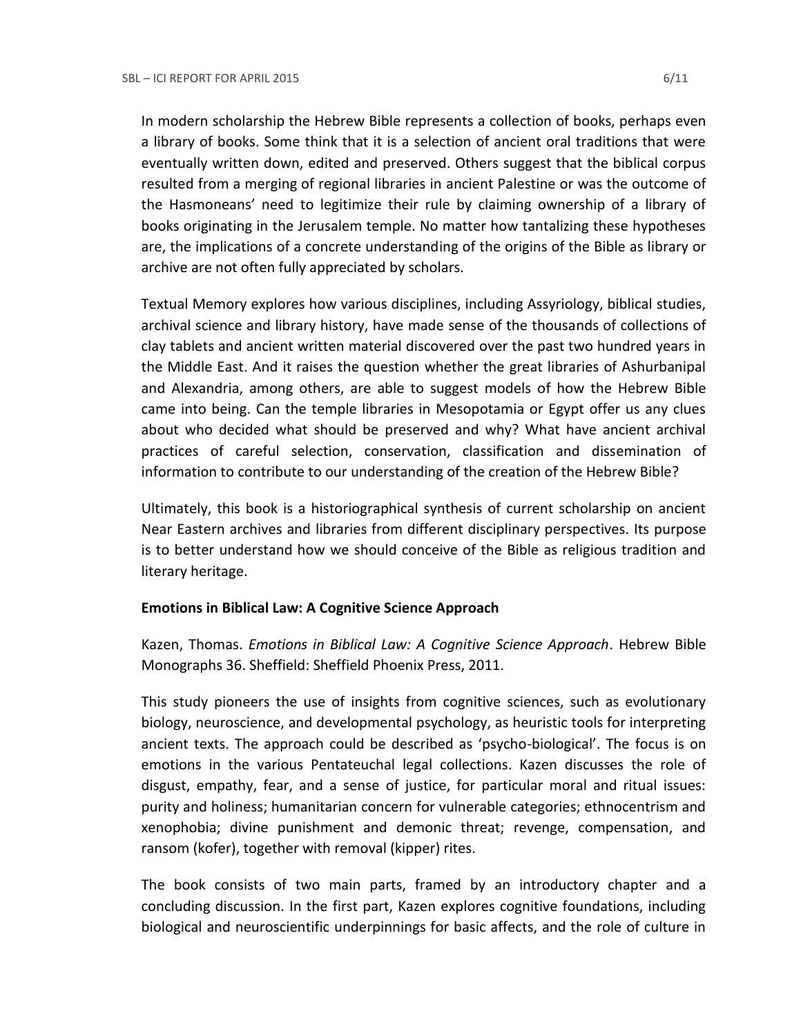In modern scholarship the Hebrew Bible represents a collection of books, perhaps even a library of books. Some think that it is a selection of ancient oral traditions that were eventually written down, edited and preserved. Others suggest that the biblical corpus resulted from a merging of regional libraries in ancient Palestine or was the outcome of the Hasmoneans' need to legitimize their rule by claiming ownership of a library of books originating in the Jerusalem temple. No matter how tantalizing these hypotheses are, the implications of a concrete understanding of the origins of the Bible as library or archive are not often fully appreciated by scholars.

Textual Memory explores how various disciplines, including Assyriology, biblical studies, archival science and library history, have made sense of the thousands of collections of clay tablets and ancient written material discovered over the past two hundred years in the Middle East. And it raises the question whether the great libraries of Ashurbanipal and Alexandria, among others, are able to suggest models of how the Hebrew Bible came into being. Can the temple libraries in Mesopotamia or Egypt offer us any clues about who decided what should be preserved and why? What have ancient archival practices of careful selection, conservation, classification and dissemination of information to contribute to our understanding of the creation of the Hebrew Bible?

Ultimately, this book is a historiographical synthesis of current scholarship on ancient Near Eastern archives and libraries from different disciplinary perspectives. Its purpose is to better understand how we should conceive of the Bible as religious tradition and literary heritage.

**Emotions in Biblical Law: A Cognitive Science Approach**

Kazen, Thomas. *Emotions in Biblical Law: A Cognitive Science Approach*. Hebrew Bible Monographs 36. Sheffield: Sheffield Phoenix Press, 2011.

This study pioneers the use of insights from cognitive sciences, such as evolutionary biology, neuroscience, and developmental psychology, as heuristic tools for interpreting ancient texts. The approach could be described as 'psycho-biological'. The focus is on emotions in the various Pentateuchal legal collections. Kazen discusses the role of disgust, empathy, fear, and a sense of justice, for particular moral and ritual issues: purity and holiness; humanitarian concern for vulnerable categories; ethnocentrism and xenophobia; divine punishment and demonic threat; revenge, compensation, and ransom (kofer), together with removal (kipper) rites.

The book consists of two main parts, framed by an introductory chapter and a concluding discussion. In the first part, Kazen explores cognitive foundations, including biological and neuroscientific underpinnings for basic affects, and the role of culture in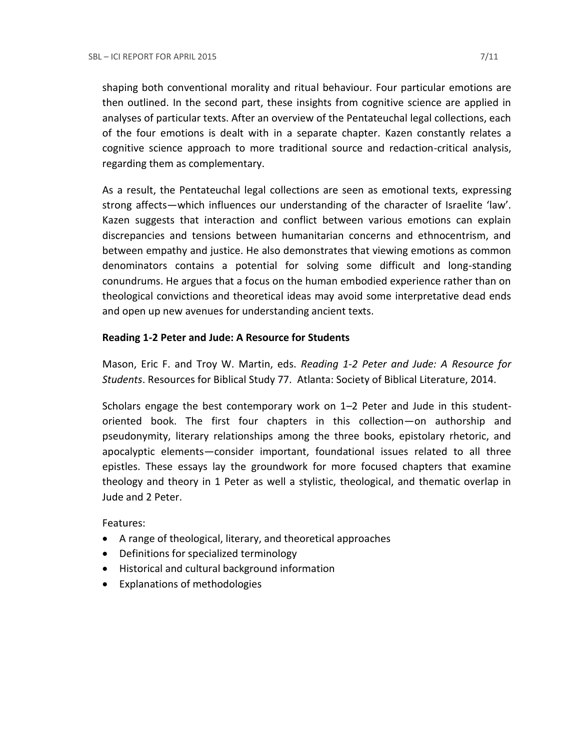shaping both conventional morality and ritual behaviour. Four particular emotions are then outlined. In the second part, these insights from cognitive science are applied in analyses of particular texts. After an overview of the Pentateuchal legal collections, each of the four emotions is dealt with in a separate chapter. Kazen constantly relates a cognitive science approach to more traditional source and redaction-critical analysis, regarding them as complementary.

As a result, the Pentateuchal legal collections are seen as emotional texts, expressing strong affects—which influences our understanding of the character of Israelite 'law'. Kazen suggests that interaction and conflict between various emotions can explain discrepancies and tensions between humanitarian concerns and ethnocentrism, and between empathy and justice. He also demonstrates that viewing emotions as common denominators contains a potential for solving some difficult and long-standing conundrums. He argues that a focus on the human embodied experience rather than on theological convictions and theoretical ideas may avoid some interpretative dead ends and open up new avenues for understanding ancient texts.

**Reading 1-2 Peter and Jude: A Resource for Students**

Mason, Eric F. and Troy W. Martin, eds. *Reading 1-2 Peter and Jude: A Resource for Students*. Resources for Biblical Study 77. Atlanta: Society of Biblical Literature, 2014.

Scholars engage the best contemporary work on 1–2 Peter and Jude in this student-oriented book. The first four chapters in this collection—on authorship and pseudonymity, literary relationships among the three books, epistolary rhetoric, and apocalyptic elements—consider important, foundational issues related to all three epistles. These essays lay the groundwork for more focused chapters that examine theology and theory in 1 Peter as well a stylistic, theological, and thematic overlap in Jude and 2 Peter.

Features:

- A range of theological, literary, and theoretical approaches
- Definitions for specialized terminology
- Historical and cultural background information
- Explanations of methodologies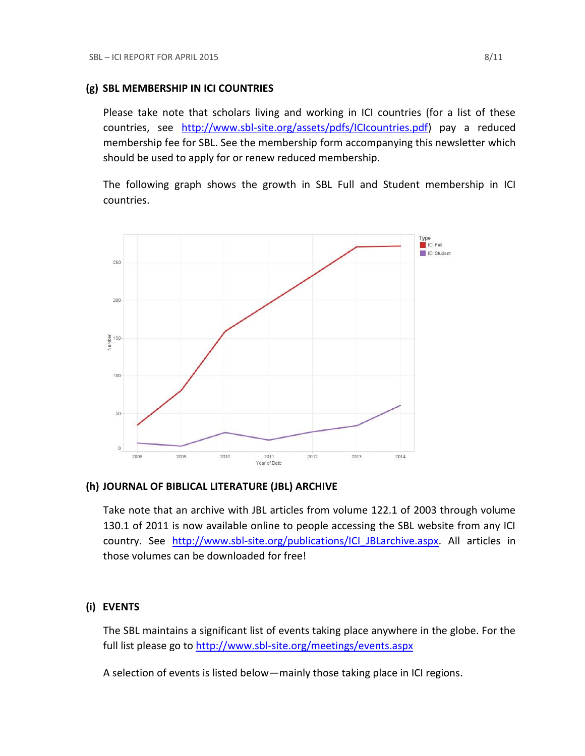## (g) SBL MEMBERSHIP IN ICI COUNTRIES

Please take note that scholars living and working in ICI countries (for a list of these countries, see http://www.sbl-site.org/assets/pdfs/ICIcountries.pdf) pay a reduced membership fee for SBL. See the membership form accompanying this newsletter which should be used to apply for or renew reduced membership.

The following graph shows the growth in SBL Full and Student membership in ICI countries.

## (h) JOURNAL OF BIBLICAL LITERATURE (JBL) ARCHIVE

Take note that an archive with JBL articles from volume 122.1 of 2003 through volume 130.1 of 2011 is now available online to people accessing the SBL website from any ICI country. See http://www.sbl-site.org/publications/ICI_JBLarchive.aspx. All articles in those volumes can be downloaded for free!

## (i) EVENTS

The SBL maintains a significant list of events taking place anywhere in the globe. For the full list please go to http://www.sbl-site.org/meetings/events.aspx

A selection of events is listed below—mainly those taking place in ICI regions.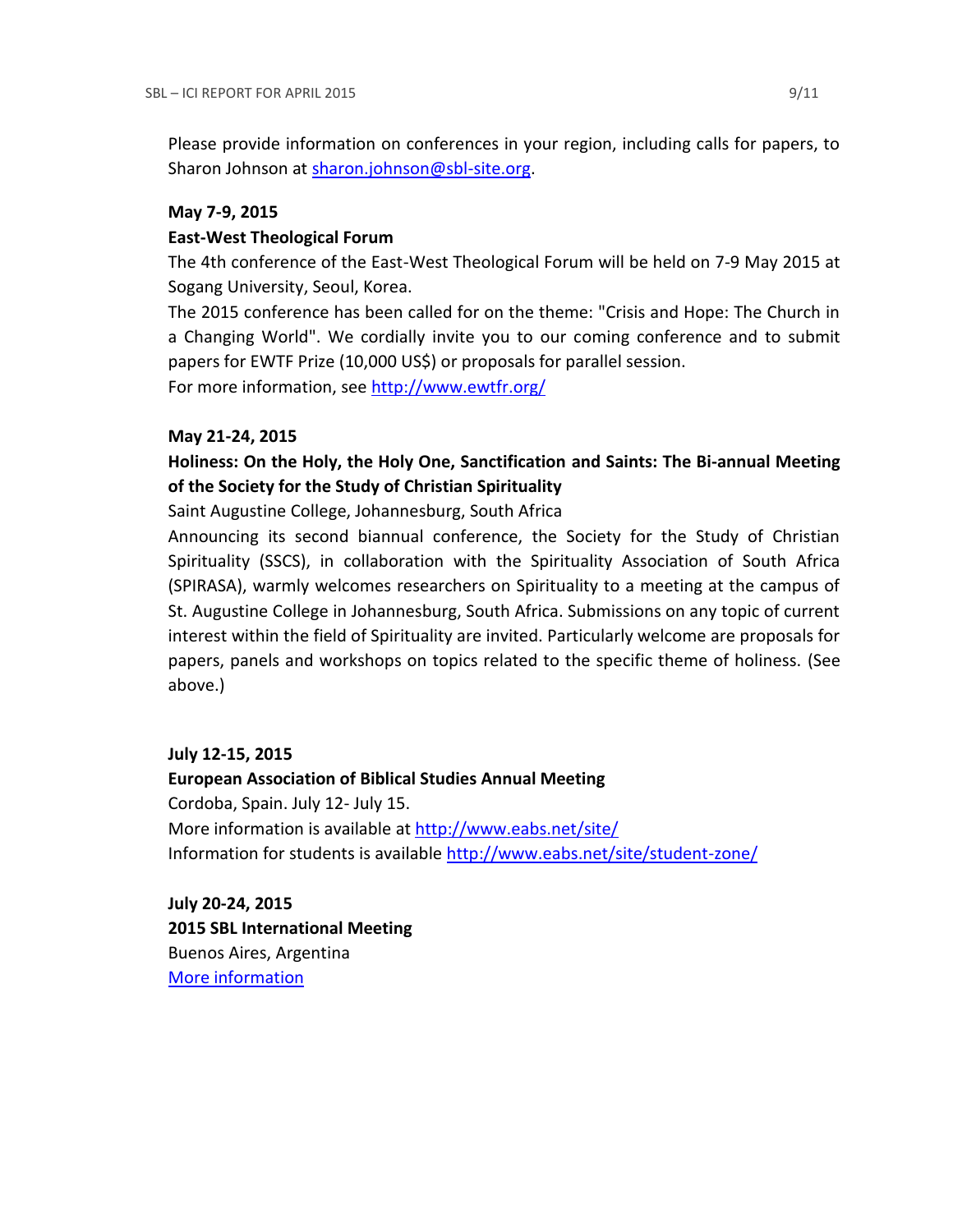Please provide information on conferences in your region, including calls for papers, to Sharon Johnson at [sharon.johnson@sbl-site.org](mailto:sharon.johnson@sbl-site.org).

**May 7-9, 2015**

**East-West Theological Forum**

The 4th conference of the East-West Theological Forum will be held on 7-9 May 2015 at Sogang University, Seoul, Korea.

The 2015 conference has been called for on the theme: "Crisis and Hope: The Church in a Changing World". We cordially invite you to our coming conference and to submit papers for EWTF Prize (10,000 US$) or proposals for parallel session.

For more information, see [http://www.ewtfr.org/](http://www.ewtfr.org/)

**May 21-24, 2015**

**Holiness: On the Holy, the Holy One, Sanctification and Saints: The Bi-annual Meeting of the Society for the Study of Christian Spirituality**

Saint Augustine College, Johannesburg, South Africa

Announcing its second biannual conference, the Society for the Study of Christian Spirituality (SSCS), in collaboration with the Spirituality Association of South Africa (SPIRASA), warmly welcomes researchers on Spirituality to a meeting at the campus of St. Augustine College in Johannesburg, South Africa. Submissions on any topic of current interest within the field of Spirituality are invited. Particularly welcome are proposals for papers, panels and workshops on topics related to the specific theme of holiness. (See above.)

**July 12-15, 2015**

**European Association of Biblical Studies Annual Meeting**

Cordoba, Spain. July 12- July 15.

More information is available at [http://www.eabs.net/site/](http://www.eabs.net/site/)

Information for students is available [http://www.eabs.net/site/student-zone/](http://www.eabs.net/site/student-zone/)

**July 20-24, 2015**

**2015 SBL International Meeting**

Buenos Aires, Argentina

More information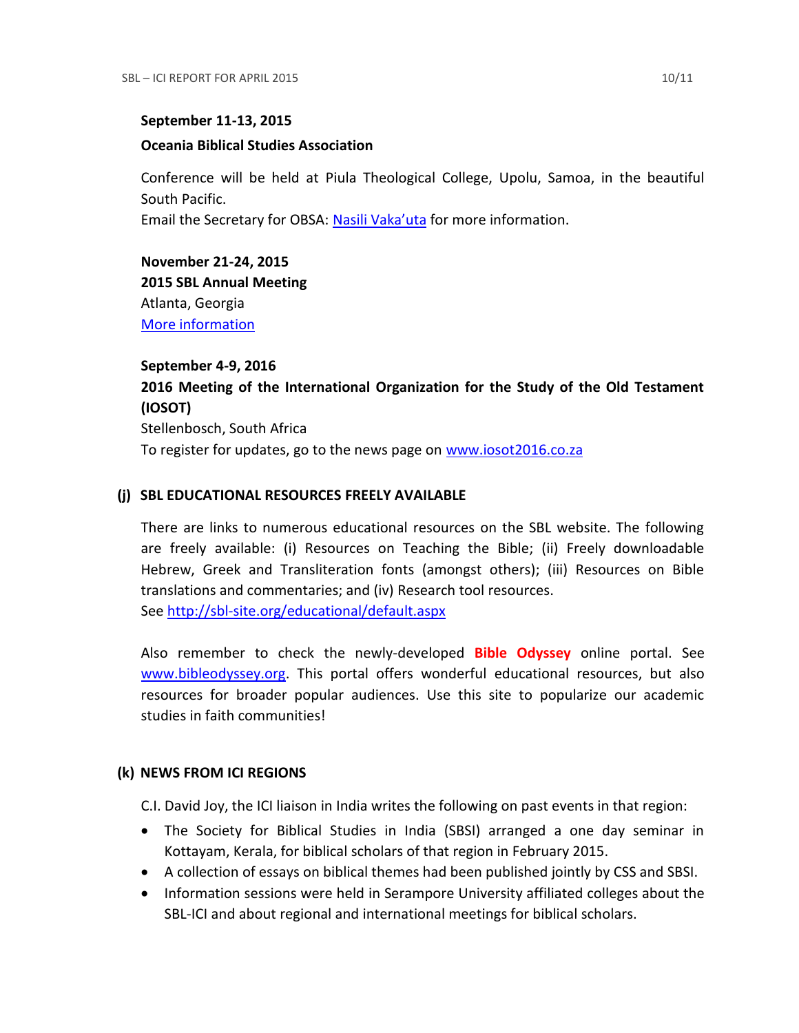**September 11-13, 2015**

**Oceania Biblical Studies Association**

Conference will be held at Piula Theological College, Upolu, Samoa, in the beautiful South Pacific.
Email the Secretary for OBSA: [Nasili Vaka'uta] for more information.

**November 21-24, 2015**
**2015 SBL Annual Meeting**
Atlanta, Georgia
More information

**September 4-9, 2016**
**2016 Meeting of the International Organization for the Study of the Old Testament (IOSOT)**
Stellenbosch, South Africa
To register for updates, go to the news page on www.iosot2016.co.za

## (j) SBL EDUCATIONAL RESOURCES FREELY AVAILABLE

There are links to numerous educational resources on the SBL website. The following are freely available: (i) Resources on Teaching the Bible; (ii) Freely downloadable Hebrew, Greek and Transliteration fonts (amongst others); (iii) Resources on Bible translations and commentaries; and (iv) Research tool resources.
See http://sbl-site.org/educational/default.aspx

Also remember to check the newly-developed **Bible Odyssey** online portal. See www.bibleodyssey.org. This portal offers wonderful educational resources, but also resources for broader popular audiences. Use this site to popularize our academic studies in faith communities!

## (k) NEWS FROM ICI REGIONS

C.I. David Joy, the ICI liaison in India writes the following on past events in that region:

- The Society for Biblical Studies in India (SBSI) arranged a one day seminar in Kottayam, Kerala, for biblical scholars of that region in February 2015.
- A collection of essays on biblical themes had been published jointly by CSS and SBSI.
- Information sessions were held in Serampore University affiliated colleges about the SBL-ICI and about regional and international meetings for biblical scholars.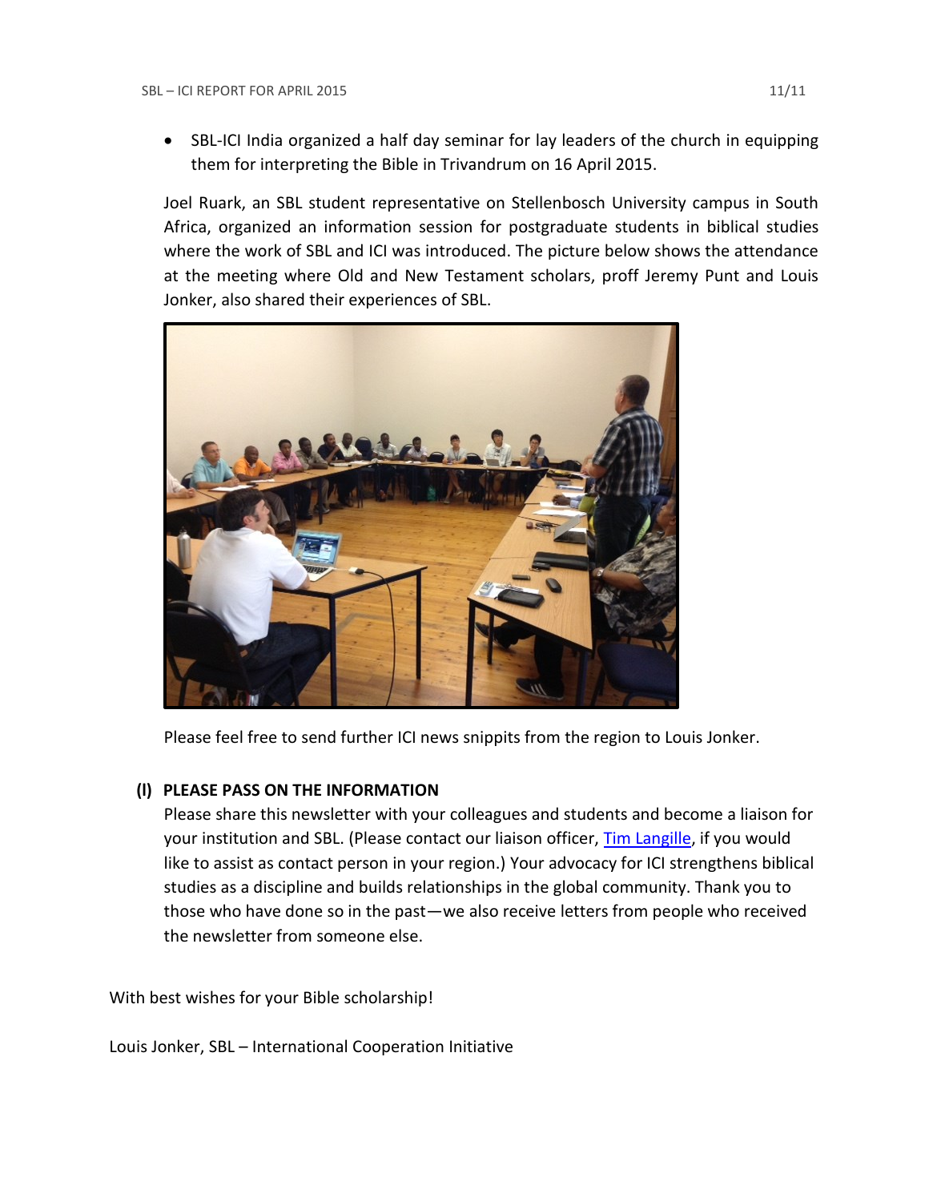- SBL-ICI India organized a half day seminar for lay leaders of the church in equipping them for interpreting the Bible in Trivandrum on 16 April 2015.

Joel Ruark, an SBL student representative on Stellenbosch University campus in South Africa, organized an information session for postgraduate students in biblical studies where the work of SBL and ICI was introduced. The picture below shows the attendance at the meeting where Old and New Testament scholars, proff Jeremy Punt and Louis Jonker, also shared their experiences of SBL.

Please feel free to send further ICI news snippits from the region to Louis Jonker.

### (l) PLEASE PASS ON THE INFORMATION

Please share this newsletter with your colleagues and students and become a liaison for your institution and SBL. (Please contact our liaison officer, Tim Langille, if you would like to assist as contact person in your region.) Your advocacy for ICI strengthens biblical studies as a discipline and builds relationships in the global community. Thank you to those who have done so in the past—we also receive letters from people who received the newsletter from someone else.

With best wishes for your Bible scholarship!

Louis Jonker, SBL – International Cooperation Initiative